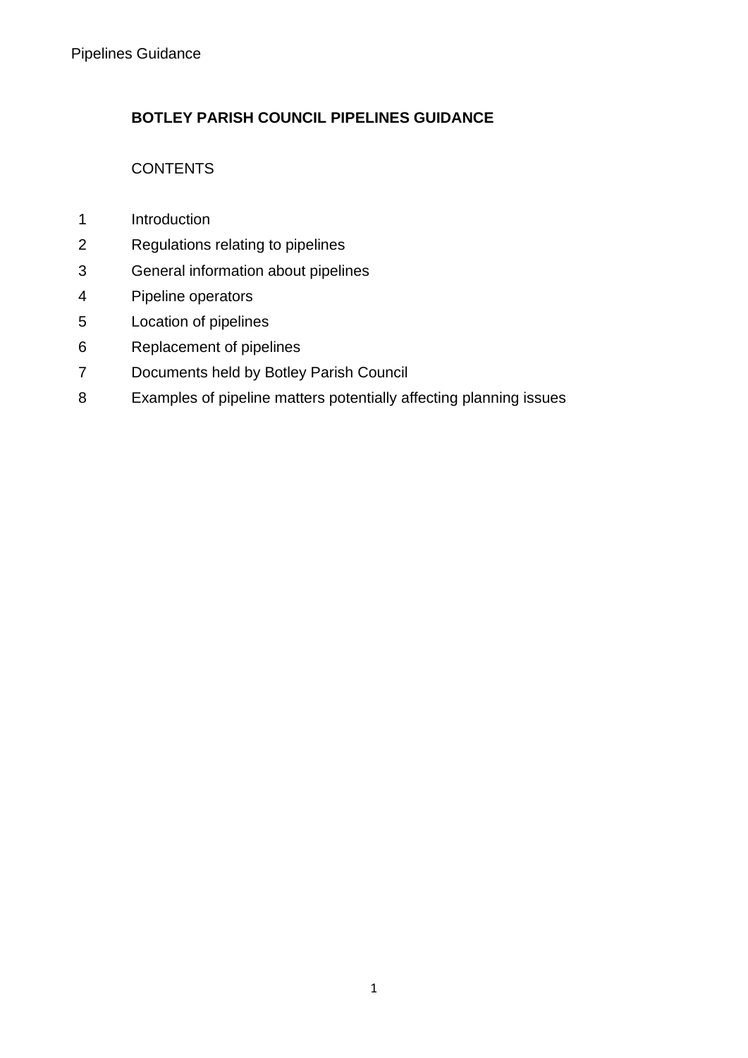# BOTLEY PARISH COUNCIL PIPELINES GUIDANCE

CONTENTS

| | |
|---|---|
| 1 | Introduction |
| 2 | Regulations relating to pipelines |
| 3 | General information about pipelines |
| 4 | Pipeline operators |
| 5 | Location of pipelines |
| 6 | Replacement of pipelines |
| 7 | Documents held by Botley Parish Council |
| 8 | Examples of pipeline matters potentially affecting planning issues |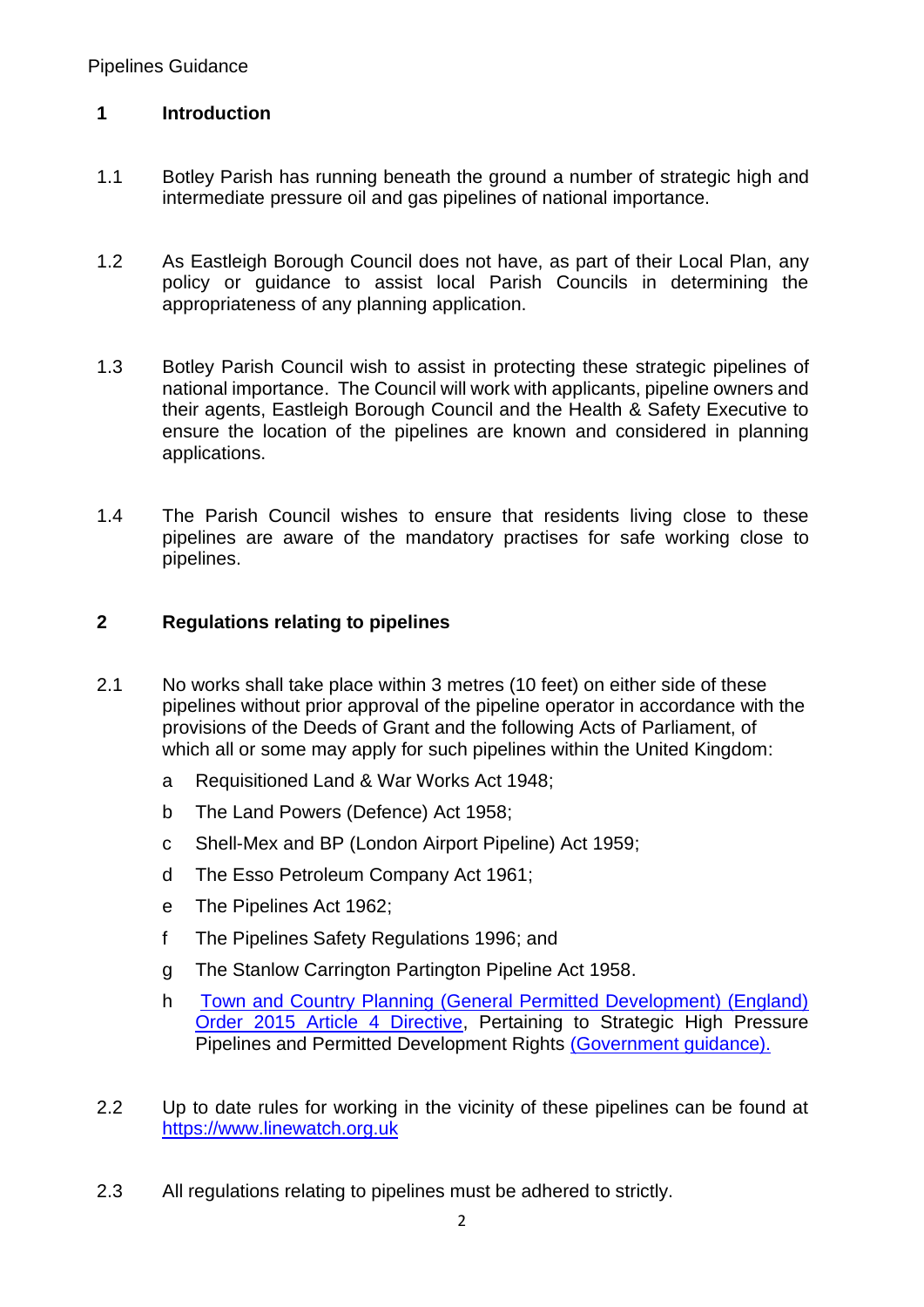## 1 Introduction

1.1 Botley Parish has running beneath the ground a number of strategic high and intermediate pressure oil and gas pipelines of national importance.

1.2 As Eastleigh Borough Council does not have, as part of their Local Plan, any policy or guidance to assist local Parish Councils in determining the appropriateness of any planning application.

1.3 Botley Parish Council wish to assist in protecting these strategic pipelines of national importance. The Council will work with applicants, pipeline owners and their agents, Eastleigh Borough Council and the Health & Safety Executive to ensure the location of the pipelines are known and considered in planning applications.

1.4 The Parish Council wishes to ensure that residents living close to these pipelines are aware of the mandatory practises for safe working close to pipelines.

## 2 Regulations relating to pipelines

2.1 No works shall take place within 3 metres (10 feet) on either side of these pipelines without prior approval of the pipeline operator in accordance with the provisions of the Deeds of Grant and the following Acts of Parliament, of which all or some may apply for such pipelines within the United Kingdom:

a Requisitioned Land & War Works Act 1948;

b The Land Powers (Defence) Act 1958;

c Shell-Mex and BP (London Airport Pipeline) Act 1959;

d The Esso Petroleum Company Act 1961;

e The Pipelines Act 1962;

f The Pipelines Safety Regulations 1996; and

g The Stanlow Carrington Partington Pipeline Act 1958.

h Town and Country Planning (General Permitted Development) (England) Order 2015 Article 4 Directive, Pertaining to Strategic High Pressure Pipelines and Permitted Development Rights (Government guidance).

2.2 Up to date rules for working in the vicinity of these pipelines can be found at https://www.linewatch.org.uk

2.3 All regulations relating to pipelines must be adhered to strictly.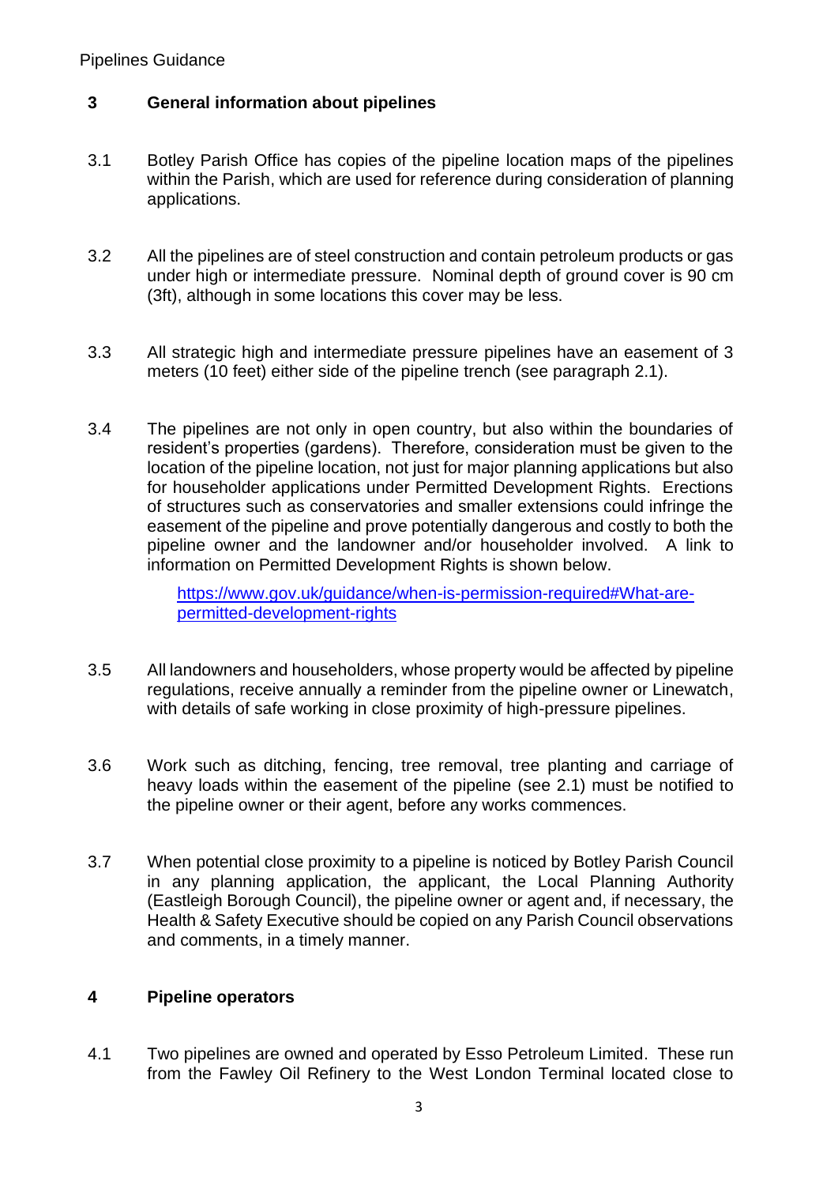## 3 General information about pipelines

3.1 Botley Parish Office has copies of the pipeline location maps of the pipelines within the Parish, which are used for reference during consideration of planning applications.

3.2 All the pipelines are of steel construction and contain petroleum products or gas under high or intermediate pressure. Nominal depth of ground cover is 90 cm (3ft), although in some locations this cover may be less.

3.3 All strategic high and intermediate pressure pipelines have an easement of 3 meters (10 feet) either side of the pipeline trench (see paragraph 2.1).

3.4 The pipelines are not only in open country, but also within the boundaries of resident's properties (gardens). Therefore, consideration must be given to the location of the pipeline location, not just for major planning applications but also for householder applications under Permitted Development Rights. Erections of structures such as conservatories and smaller extensions could infringe the easement of the pipeline and prove potentially dangerous and costly to both the pipeline owner and the landowner and/or householder involved. A link to information on Permitted Development Rights is shown below.

[https://www.gov.uk/guidance/when-is-permission-required#What-are-permitted-development-rights](https://www.gov.uk/guidance/when-is-permission-required#What-are-permitted-development-rights)

3.5 All landowners and householders, whose property would be affected by pipeline regulations, receive annually a reminder from the pipeline owner or Linewatch, with details of safe working in close proximity of high-pressure pipelines.

3.6 Work such as ditching, fencing, tree removal, tree planting and carriage of heavy loads within the easement of the pipeline (see 2.1) must be notified to the pipeline owner or their agent, before any works commences.

3.7 When potential close proximity to a pipeline is noticed by Botley Parish Council in any planning application, the applicant, the Local Planning Authority (Eastleigh Borough Council), the pipeline owner or agent and, if necessary, the Health & Safety Executive should be copied on any Parish Council observations and comments, in a timely manner.

## 4 Pipeline operators

4.1 Two pipelines are owned and operated by Esso Petroleum Limited. These run from the Fawley Oil Refinery to the West London Terminal located close to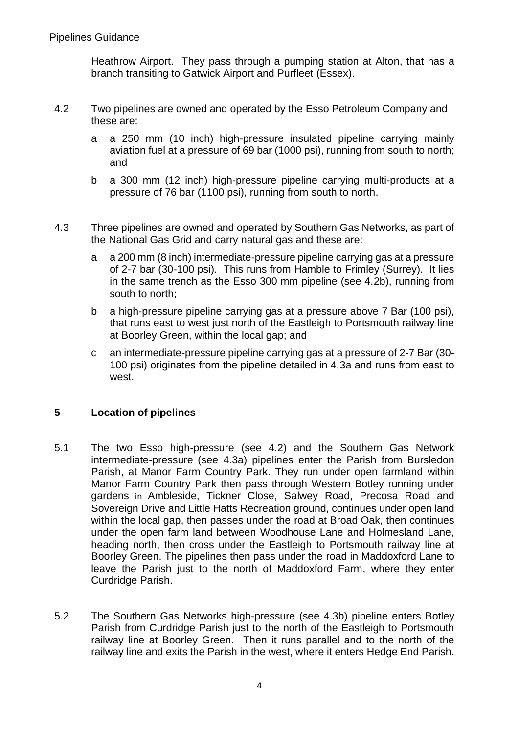Heathrow Airport. They pass through a pumping station at Alton, that has a branch transiting to Gatwick Airport and Purfleet (Essex).

4.2 Two pipelines are owned and operated by the Esso Petroleum Company and these are:

a a 250 mm (10 inch) high-pressure insulated pipeline carrying mainly aviation fuel at a pressure of 69 bar (1000 psi), running from south to north; and

b a 300 mm (12 inch) high-pressure pipeline carrying multi-products at a pressure of 76 bar (1100 psi), running from south to north.

4.3 Three pipelines are owned and operated by Southern Gas Networks, as part of the National Gas Grid and carry natural gas and these are:

a a 200 mm (8 inch) intermediate-pressure pipeline carrying gas at a pressure of 2-7 bar (30-100 psi). This runs from Hamble to Frimley (Surrey). It lies in the same trench as the Esso 300 mm pipeline (see 4.2b), running from south to north;

b a high-pressure pipeline carrying gas at a pressure above 7 Bar (100 psi), that runs east to west just north of the Eastleigh to Portsmouth railway line at Boorley Green, within the local gap; and

c an intermediate-pressure pipeline carrying gas at a pressure of 2-7 Bar (30-100 psi) originates from the pipeline detailed in 4.3a and runs from east to west.

## 5 Location of pipelines

5.1 The two Esso high-pressure (see 4.2) and the Southern Gas Network intermediate-pressure (see 4.3a) pipelines enter the Parish from Bursledon Parish, at Manor Farm Country Park. They run under open farmland within Manor Farm Country Park then pass through Western Botley running under gardens in Ambleside, Tickner Close, Salwey Road, Precosa Road and Sovereign Drive and Little Hatts Recreation ground, continues under open land within the local gap, then passes under the road at Broad Oak, then continues under the open farm land between Woodhouse Lane and Holmesland Lane, heading north, then cross under the Eastleigh to Portsmouth railway line at Boorley Green. The pipelines then pass under the road in Maddoxford Lane to leave the Parish just to the north of Maddoxford Farm, where they enter Curdridge Parish.

5.2 The Southern Gas Networks high-pressure (see 4.3b) pipeline enters Botley Parish from Curdridge Parish just to the north of the Eastleigh to Portsmouth railway line at Boorley Green. Then it runs parallel and to the north of the railway line and exits the Parish in the west, where it enters Hedge End Parish.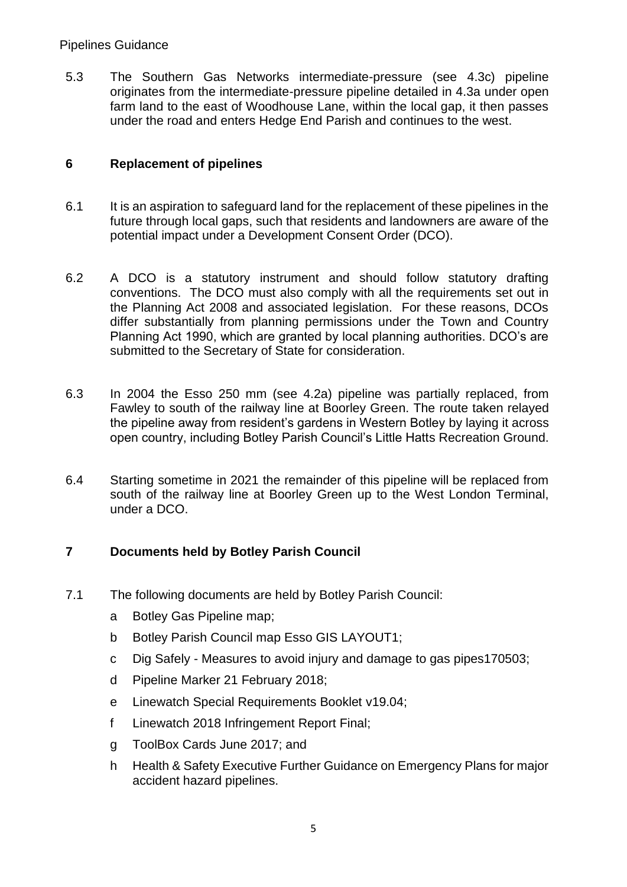5.3 The Southern Gas Networks intermediate-pressure (see 4.3c) pipeline originates from the intermediate-pressure pipeline detailed in 4.3a under open farm land to the east of Woodhouse Lane, within the local gap, it then passes under the road and enters Hedge End Parish and continues to the west.

## 6 Replacement of pipelines

6.1 It is an aspiration to safeguard land for the replacement of these pipelines in the future through local gaps, such that residents and landowners are aware of the potential impact under a Development Consent Order (DCO).

6.2 A DCO is a statutory instrument and should follow statutory drafting conventions. The DCO must also comply with all the requirements set out in the Planning Act 2008 and associated legislation. For these reasons, DCOs differ substantially from planning permissions under the Town and Country Planning Act 1990, which are granted by local planning authorities. DCO's are submitted to the Secretary of State for consideration.

6.3 In 2004 the Esso 250 mm (see 4.2a) pipeline was partially replaced, from Fawley to south of the railway line at Boorley Green. The route taken relayed the pipeline away from resident's gardens in Western Botley by laying it across open country, including Botley Parish Council's Little Hatts Recreation Ground.

6.4 Starting sometime in 2021 the remainder of this pipeline will be replaced from south of the railway line at Boorley Green up to the West London Terminal, under a DCO.

## 7 Documents held by Botley Parish Council

7.1 The following documents are held by Botley Parish Council:

a Botley Gas Pipeline map;

b Botley Parish Council map Esso GIS LAYOUT1;

c Dig Safely - Measures to avoid injury and damage to gas pipes170503;

d Pipeline Marker 21 February 2018;

e Linewatch Special Requirements Booklet v19.04;

f Linewatch 2018 Infringement Report Final;

g ToolBox Cards June 2017; and

h Health & Safety Executive Further Guidance on Emergency Plans for major accident hazard pipelines.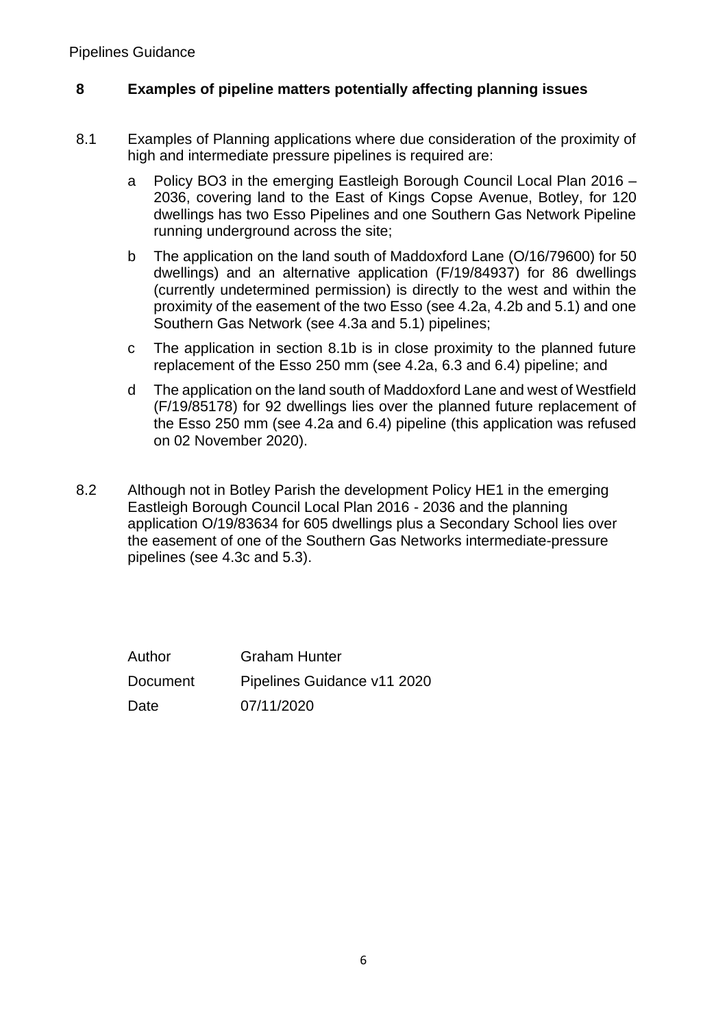## 8 Examples of pipeline matters potentially affecting planning issues

8.1 Examples of Planning applications where due consideration of the proximity of high and intermediate pressure pipelines is required are:

a. Policy BO3 in the emerging Eastleigh Borough Council Local Plan 2016 – 2036, covering land to the East of Kings Copse Avenue, Botley, for 120 dwellings has two Esso Pipelines and one Southern Gas Network Pipeline running underground across the site;

b. The application on the land south of Maddoxford Lane (O/16/79600) for 50 dwellings) and an alternative application (F/19/84937) for 86 dwellings (currently undetermined permission) is directly to the west and within the proximity of the easement of the two Esso (see 4.2a, 4.2b and 5.1) and one Southern Gas Network (see 4.3a and 5.1) pipelines;

c. The application in section 8.1b is in close proximity to the planned future replacement of the Esso 250 mm (see 4.2a, 6.3 and 6.4) pipeline; and

d. The application on the land south of Maddoxford Lane and west of Westfield (F/19/85178) for 92 dwellings lies over the planned future replacement of the Esso 250 mm (see 4.2a and 6.4) pipeline (this application was refused on 02 November 2020).

8.2 Although not in Botley Parish the development Policy HE1 in the emerging Eastleigh Borough Council Local Plan 2016 - 2036 and the planning application O/19/83634 for 605 dwellings plus a Secondary School lies over the easement of one of the Southern Gas Networks intermediate-pressure pipelines (see 4.3c and 5.3).

| | |
|---|---|
| Author | Graham Hunter |
| Document | Pipelines Guidance v11 2020 |
| Date | 07/11/2020 |